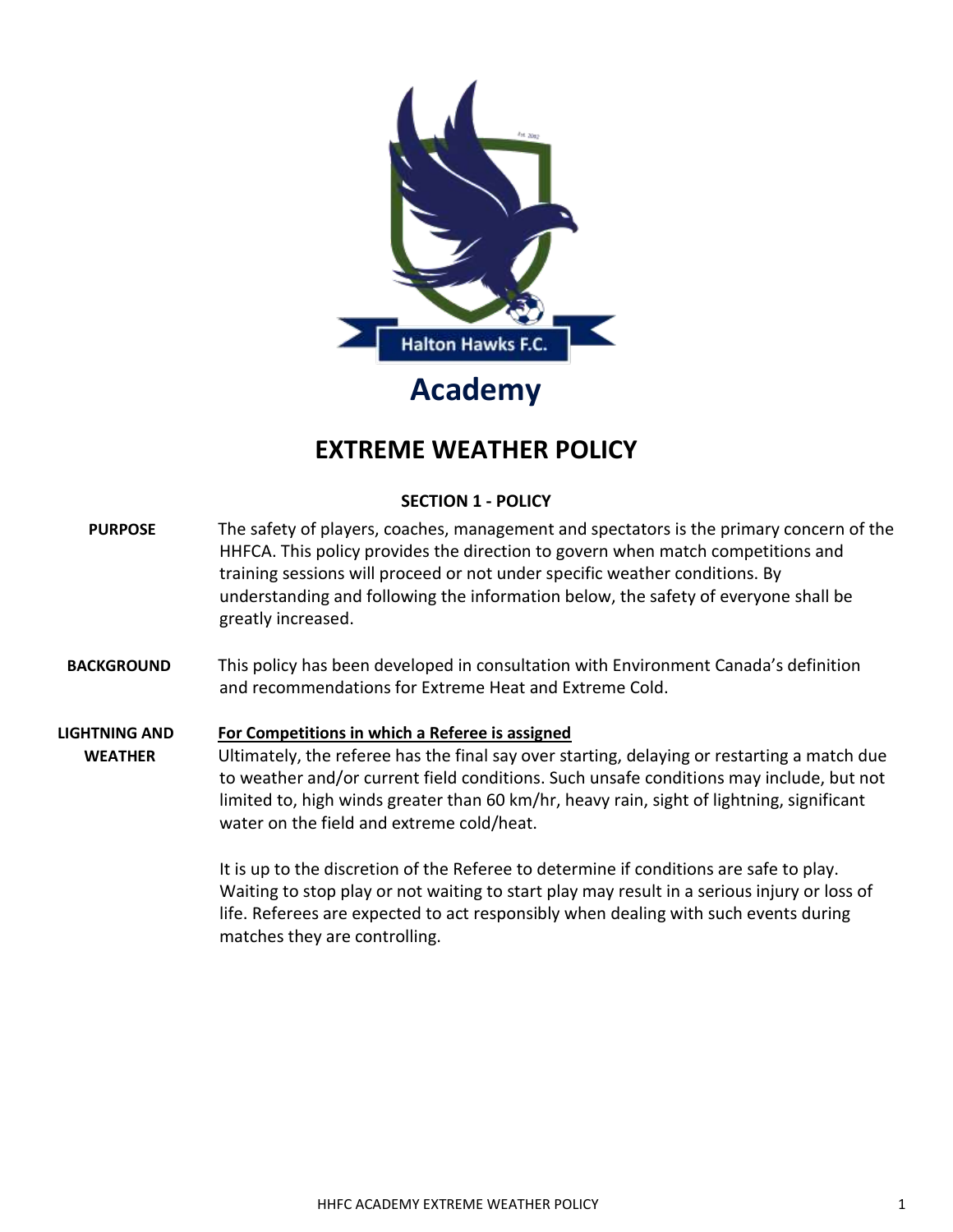Halton Hawks F.C.

# Academy

# EXTREME WEATHER POLICY

## SECTION 1 - POLICY

**PURPOSE**

The safety of players, coaches, management and spectators is the primary concern of the HHFCA. This policy provides the direction to govern when match competitions and training sessions will proceed or not under specific weather conditions. By understanding and following the information below, the safety of everyone shall be greatly increased.

**BACKGROUND**

This policy has been developed in consultation with Environment Canada's definition and recommendations for Extreme Heat and Extreme Cold.

**LIGHTNING AND WEATHER**

**For Competitions in which a Referee is assigned**

Ultimately, the referee has the final say over starting, delaying or restarting a match due to weather and/or current field conditions. Such unsafe conditions may include, but not limited to, high winds greater than 60 km/hr, heavy rain, sight of lightning, significant water on the field and extreme cold/heat.

It is up to the discretion of the Referee to determine if conditions are safe to play. Waiting to stop play or not waiting to start play may result in a serious injury or loss of life. Referees are expected to act responsibly when dealing with such events during matches they are controlling.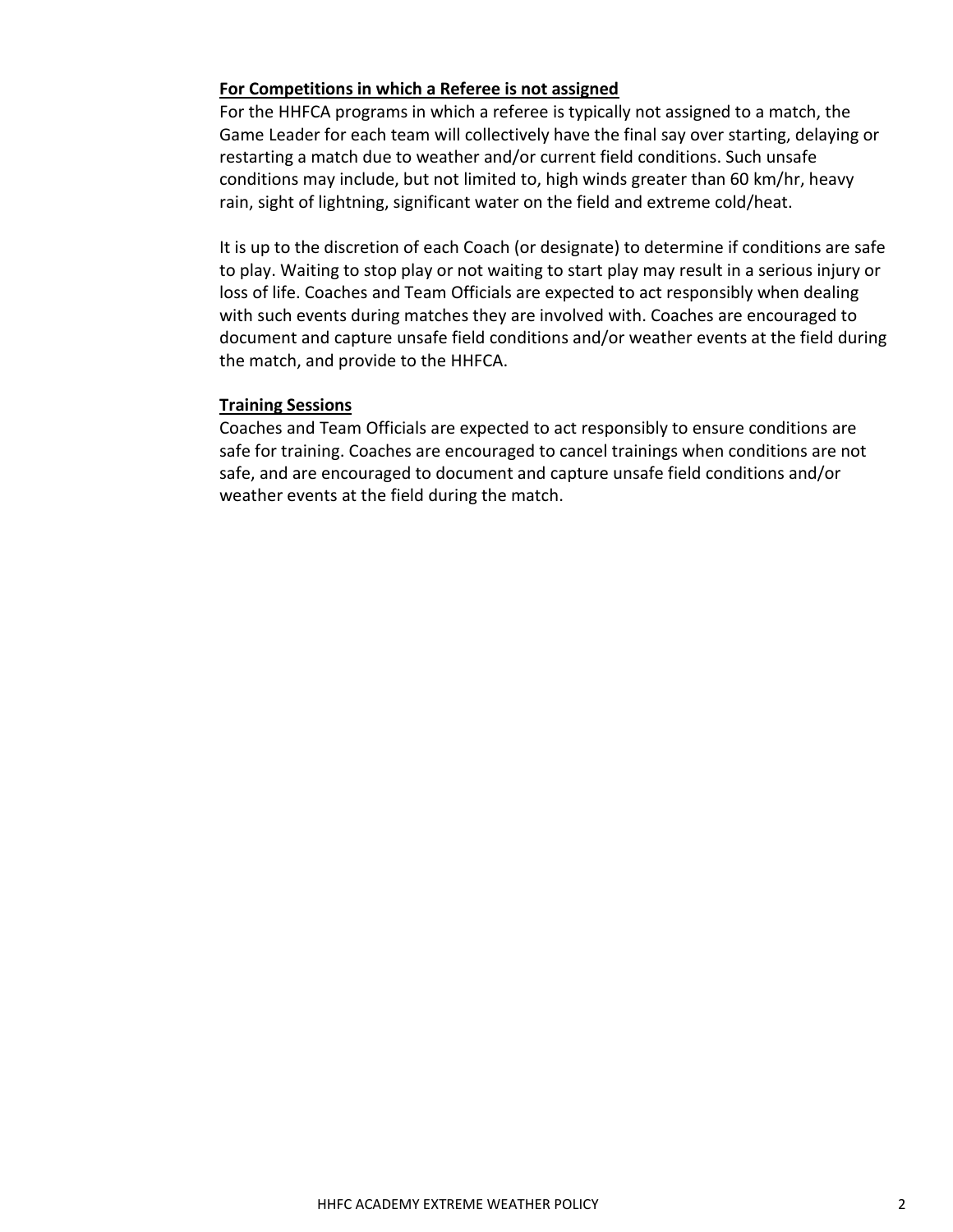## For Competitions in which a Referee is not assigned

For the HHFCA programs in which a referee is typically not assigned to a match, the Game Leader for each team will collectively have the final say over starting, delaying or restarting a match due to weather and/or current field conditions. Such unsafe conditions may include, but not limited to, high winds greater than 60 km/hr, heavy rain, sight of lightning, significant water on the field and extreme cold/heat.

It is up to the discretion of each Coach (or designate) to determine if conditions are safe to play. Waiting to stop play or not waiting to start play may result in a serious injury or loss of life. Coaches and Team Officials are expected to act responsibly when dealing with such events during matches they are involved with. Coaches are encouraged to document and capture unsafe field conditions and/or weather events at the field during the match, and provide to the HHFCA.

## Training Sessions

Coaches and Team Officials are expected to act responsibly to ensure conditions are safe for training. Coaches are encouraged to cancel trainings when conditions are not safe, and are encouraged to document and capture unsafe field conditions and/or weather events at the field during the match.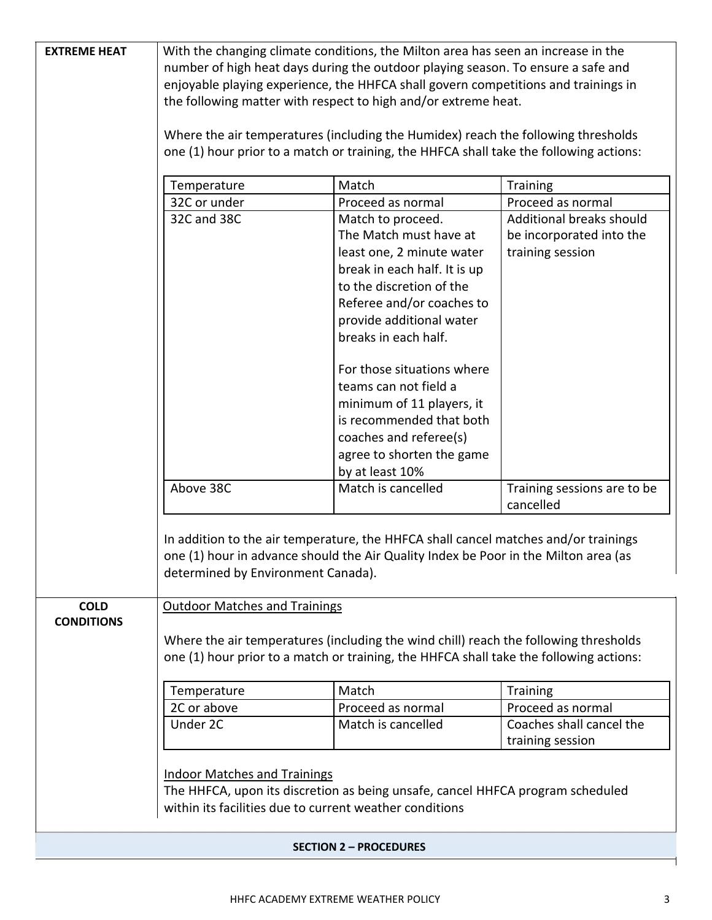| **EXTREME HEAT** | With the changing climate conditions, the Milton area has seen an increase in the number of high heat days during the outdoor playing season. To ensure a safe and enjoyable playing experience, the HHFCA shall govern competitions and trainings in the following matter with respect to high and/or extreme heat. |
|---|---|

**EXTREME HEAT**

With the changing climate conditions, the Milton area has seen an increase in the number of high heat days during the outdoor playing season. To ensure a safe and enjoyable playing experience, the HHFCA shall govern competitions and trainings in the following matter with respect to high and/or extreme heat.

Where the air temperatures (including the Humidex) reach the following thresholds one (1) hour prior to a match or training, the HHFCA shall take the following actions:

| Temperature | Match | Training |
|---|---|---|
| 32C or under | Proceed as normal | Proceed as normal |
| 32C and 38C | Match to proceed. The Match must have at least one, 2 minute water break in each half. It is up to the discretion of the Referee and/or coaches to provide additional water breaks in each half.<br><br>For those situations where teams can not field a minimum of 11 players, it is recommended that both coaches and referee(s) agree to shorten the game by at least 10% | Additional breaks should be incorporated into the training session |
| Above 38C | Match is cancelled | Training sessions are to be cancelled |

In addition to the air temperature, the HHFCA shall cancel matches and/or trainings one (1) hour in advance should the Air Quality Index be Poor in the Milton area (as determined by Environment Canada).

**COLD CONDITIONS**

Outdoor Matches and Trainings

Where the air temperatures (including the wind chill) reach the following thresholds one (1) hour prior to a match or training, the HHFCA shall take the following actions:

| Temperature | Match | Training |
|---|---|---|
| 2C or above | Proceed as normal | Proceed as normal |
| Under 2C | Match is cancelled | Coaches shall cancel the training session |

Indoor Matches and Trainings

The HHFCA, upon its discretion as being unsafe, cancel HHFCA program scheduled within its facilities due to current weather conditions

**SECTION 2 – PROCEDURES**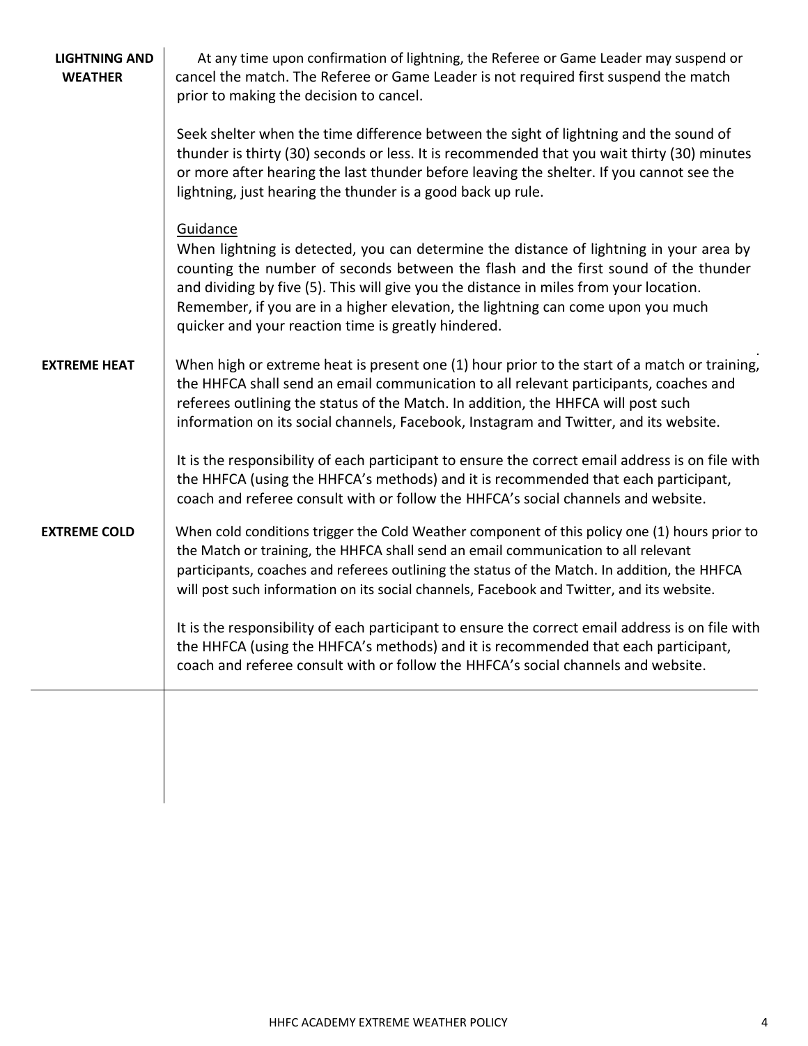| | |
|---|---|
| **LIGHTNING AND WEATHER** | At any time upon confirmation of lightning, the Referee or Game Leader may suspend or cancel the match. The Referee or Game Leader is not required first suspend the match prior to making the decision to cancel.<br><br>Seek shelter when the time difference between the sight of lightning and the sound of thunder is thirty (30) seconds or less. It is recommended that you wait thirty (30) minutes or more after hearing the last thunder before leaving the shelter. If you cannot see the lightning, just hearing the thunder is a good back up rule.<br><br><u>Guidance</u><br>When lightning is detected, you can determine the distance of lightning in your area by counting the number of seconds between the flash and the first sound of the thunder and dividing by five (5). This will give you the distance in miles from your location. Remember, if you are in a higher elevation, the lightning can come upon you much quicker and your reaction time is greatly hindered. |
| **EXTREME HEAT** | When high or extreme heat is present one (1) hour prior to the start of a match or training, the HHFCA shall send an email communication to all relevant participants, coaches and referees outlining the status of the Match. In addition, the HHFCA will post such information on its social channels, Facebook, Instagram and Twitter, and its website.<br><br>It is the responsibility of each participant to ensure the correct email address is on file with the HHFCA (using the HHFCA's methods) and it is recommended that each participant, coach and referee consult with or follow the HHFCA's social channels and website. |
| **EXTREME COLD** | When cold conditions trigger the Cold Weather component of this policy one (1) hours prior to the Match or training, the HHFCA shall send an email communication to all relevant participants, coaches and referees outlining the status of the Match. In addition, the HHFCA will post such information on its social channels, Facebook and Twitter, and its website.<br><br>It is the responsibility of each participant to ensure the correct email address is on file with the HHFCA (using the HHFCA's methods) and it is recommended that each participant, coach and referee consult with or follow the HHFCA's social channels and website. |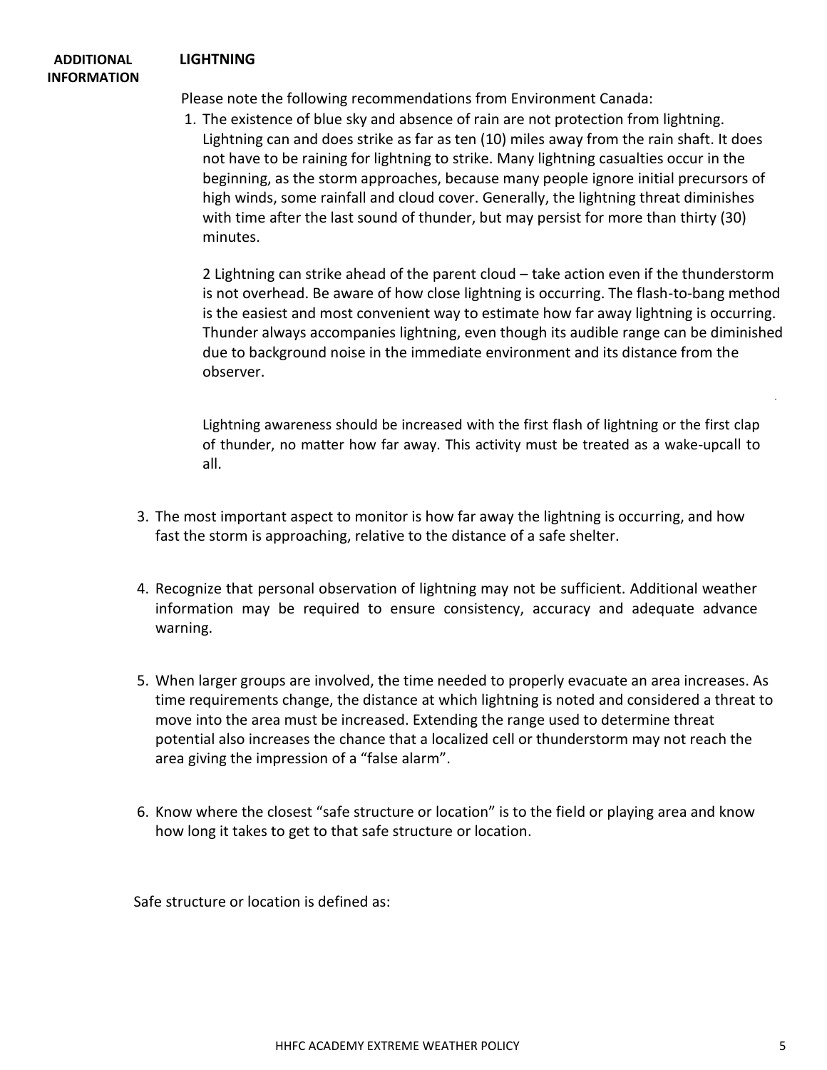**ADDITIONAL INFORMATION**

**LIGHTNING**

Please note the following recommendations from Environment Canada:

1. The existence of blue sky and absence of rain are not protection from lightning. Lightning can and does strike as far as ten (10) miles away from the rain shaft. It does not have to be raining for lightning to strike. Many lightning casualties occur in the beginning, as the storm approaches, because many people ignore initial precursors of high winds, some rainfall and cloud cover. Generally, the lightning threat diminishes with time after the last sound of thunder, but may persist for more than thirty (30) minutes.

   2 Lightning can strike ahead of the parent cloud – take action even if the thunderstorm is not overhead. Be aware of how close lightning is occurring. The flash-to-bang method is the easiest and most convenient way to estimate how far away lightning is occurring. Thunder always accompanies lightning, even though its audible range can be diminished due to background noise in the immediate environment and its distance from the observer.

   Lightning awareness should be increased with the first flash of lightning or the first clap of thunder, no matter how far away. This activity must be treated as a wake-upcall to all.

3. The most important aspect to monitor is how far away the lightning is occurring, and how fast the storm is approaching, relative to the distance of a safe shelter.

4. Recognize that personal observation of lightning may not be sufficient. Additional weather information may be required to ensure consistency, accuracy and adequate advance warning.

5. When larger groups are involved, the time needed to properly evacuate an area increases. As time requirements change, the distance at which lightning is noted and considered a threat to move into the area must be increased. Extending the range used to determine threat potential also increases the chance that a localized cell or thunderstorm may not reach the area giving the impression of a "false alarm".

6. Know where the closest "safe structure or location" is to the field or playing area and know how long it takes to get to that safe structure or location.

Safe structure or location is defined as: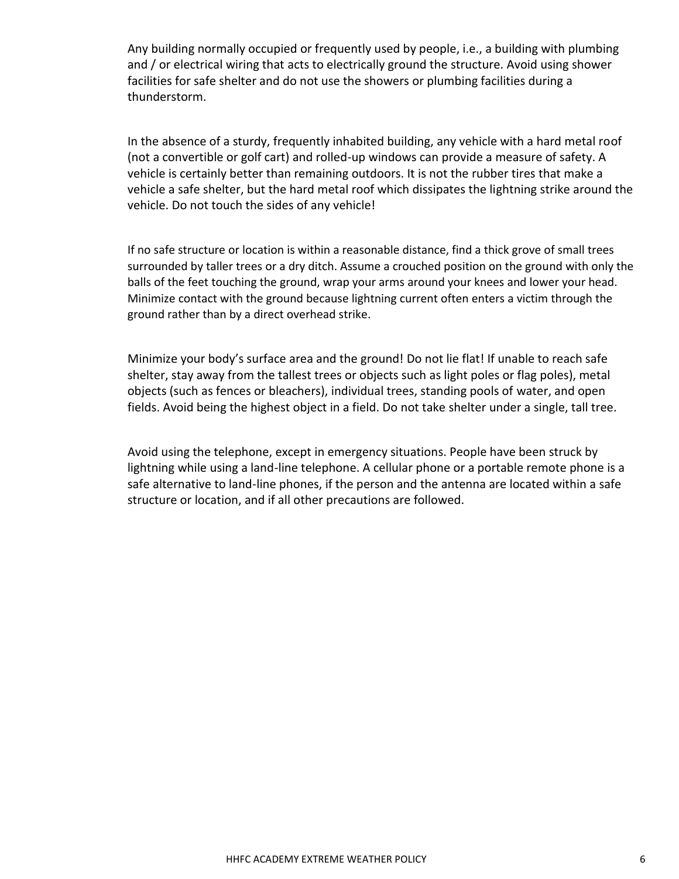Any building normally occupied or frequently used by people, i.e., a building with plumbing and / or electrical wiring that acts to electrically ground the structure. Avoid using shower facilities for safe shelter and do not use the showers or plumbing facilities during a thunderstorm.

In the absence of a sturdy, frequently inhabited building, any vehicle with a hard metal roof (not a convertible or golf cart) and rolled-up windows can provide a measure of safety. A vehicle is certainly better than remaining outdoors. It is not the rubber tires that make a vehicle a safe shelter, but the hard metal roof which dissipates the lightning strike around the vehicle. Do not touch the sides of any vehicle!

If no safe structure or location is within a reasonable distance, find a thick grove of small trees surrounded by taller trees or a dry ditch. Assume a crouched position on the ground with only the balls of the feet touching the ground, wrap your arms around your knees and lower your head. Minimize contact with the ground because lightning current often enters a victim through the ground rather than by a direct overhead strike.

Minimize your body's surface area and the ground! Do not lie flat! If unable to reach safe shelter, stay away from the tallest trees or objects such as light poles or flag poles), metal objects (such as fences or bleachers), individual trees, standing pools of water, and open fields. Avoid being the highest object in a field. Do not take shelter under a single, tall tree.

Avoid using the telephone, except in emergency situations. People have been struck by lightning while using a land-line telephone. A cellular phone or a portable remote phone is a safe alternative to land-line phones, if the person and the antenna are located within a safe structure or location, and if all other precautions are followed.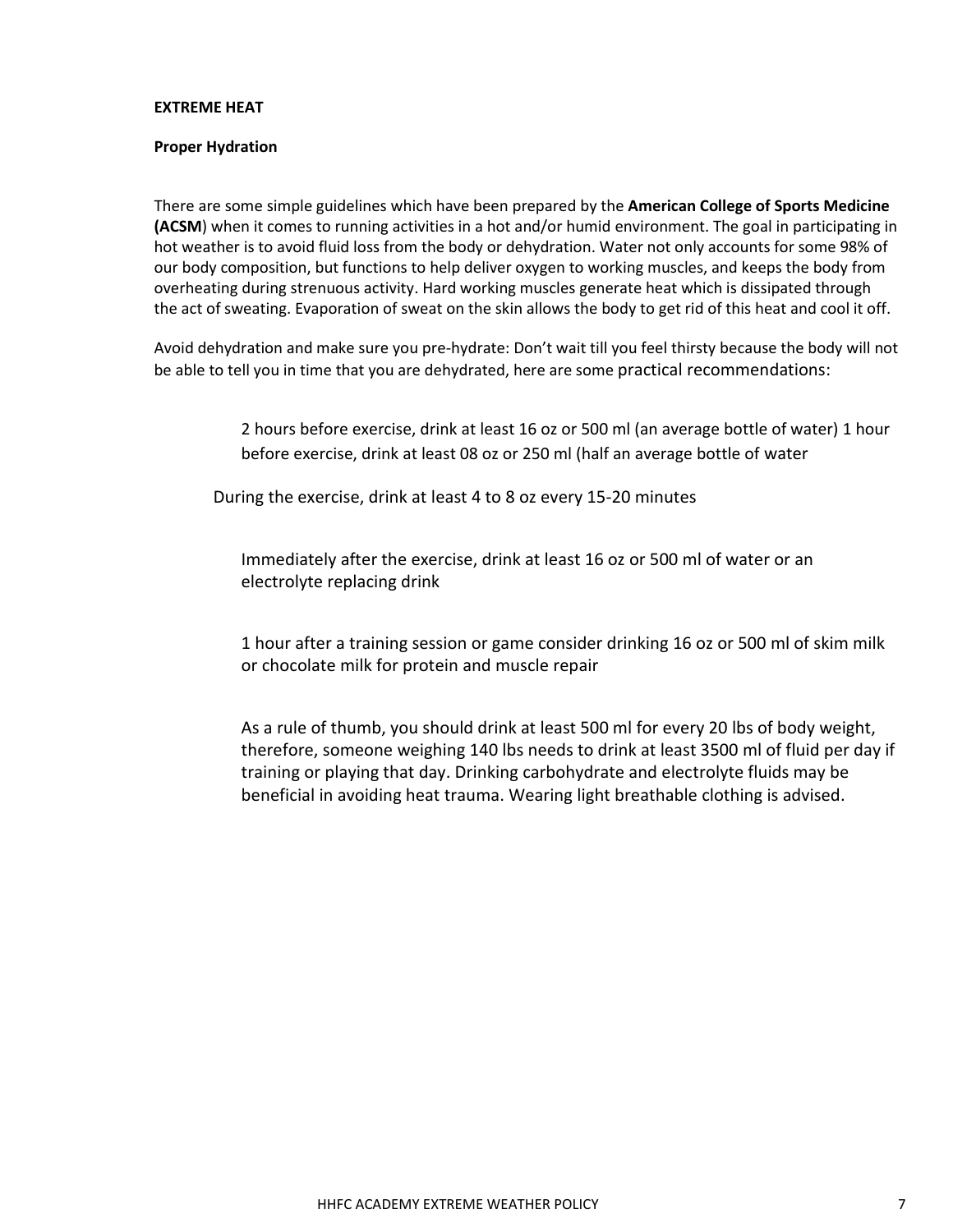**EXTREME HEAT**

**Proper Hydration**

There are some simple guidelines which have been prepared by the **American College of Sports Medicine (ACSM**) when it comes to running activities in a hot and/or humid environment. The goal in participating in hot weather is to avoid fluid loss from the body or dehydration. Water not only accounts for some 98% of our body composition, but functions to help deliver oxygen to working muscles, and keeps the body from overheating during strenuous activity. Hard working muscles generate heat which is dissipated through the act of sweating. Evaporation of sweat on the skin allows the body to get rid of this heat and cool it off.

Avoid dehydration and make sure you pre-hydrate: Don't wait till you feel thirsty because the body will not be able to tell you in time that you are dehydrated, here are some practical recommendations:

2 hours before exercise, drink at least 16 oz or 500 ml (an average bottle of water) 1 hour before exercise, drink at least 08 oz or 250 ml (half an average bottle of water

During the exercise, drink at least 4 to 8 oz every 15-20 minutes

Immediately after the exercise, drink at least 16 oz or 500 ml of water or an electrolyte replacing drink

1 hour after a training session or game consider drinking 16 oz or 500 ml of skim milk or chocolate milk for protein and muscle repair

As a rule of thumb, you should drink at least 500 ml for every 20 lbs of body weight, therefore, someone weighing 140 lbs needs to drink at least 3500 ml of fluid per day if training or playing that day. Drinking carbohydrate and electrolyte fluids may be beneficial in avoiding heat trauma. Wearing light breathable clothing is advised.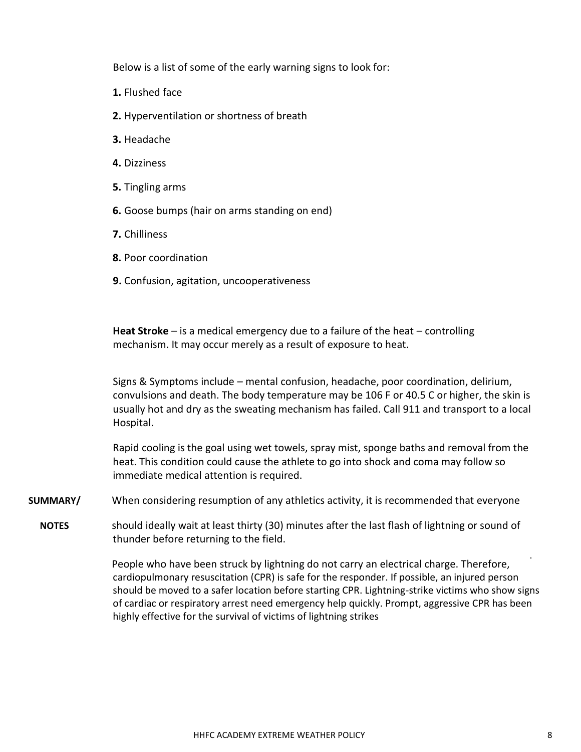Below is a list of some of the early warning signs to look for:

**1.** Flushed face

**2.** Hyperventilation or shortness of breath

**3.** Headache

**4.** Dizziness

**5.** Tingling arms

**6.** Goose bumps (hair on arms standing on end)

**7.** Chilliness

**8.** Poor coordination

**9.** Confusion, agitation, uncooperativeness

**Heat Stroke** – is a medical emergency due to a failure of the heat – controlling mechanism. It may occur merely as a result of exposure to heat.

Signs & Symptoms include – mental confusion, headache, poor coordination, delirium, convulsions and death. The body temperature may be 106 F or 40.5 C or higher, the skin is usually hot and dry as the sweating mechanism has failed. Call 911 and transport to a local Hospital.

Rapid cooling is the goal using wet towels, spray mist, sponge baths and removal from the heat. This condition could cause the athlete to go into shock and coma may follow so immediate medical attention is required.

**SUMMARY/ NOTES**

When considering resumption of any athletics activity, it is recommended that everyone should ideally wait at least thirty (30) minutes after the last flash of lightning or sound of thunder before returning to the field.

People who have been struck by lightning do not carry an electrical charge. Therefore, cardiopulmonary resuscitation (CPR) is safe for the responder. If possible, an injured person should be moved to a safer location before starting CPR. Lightning-strike victims who show signs of cardiac or respiratory arrest need emergency help quickly. Prompt, aggressive CPR has been highly effective for the survival of victims of lightning strikes